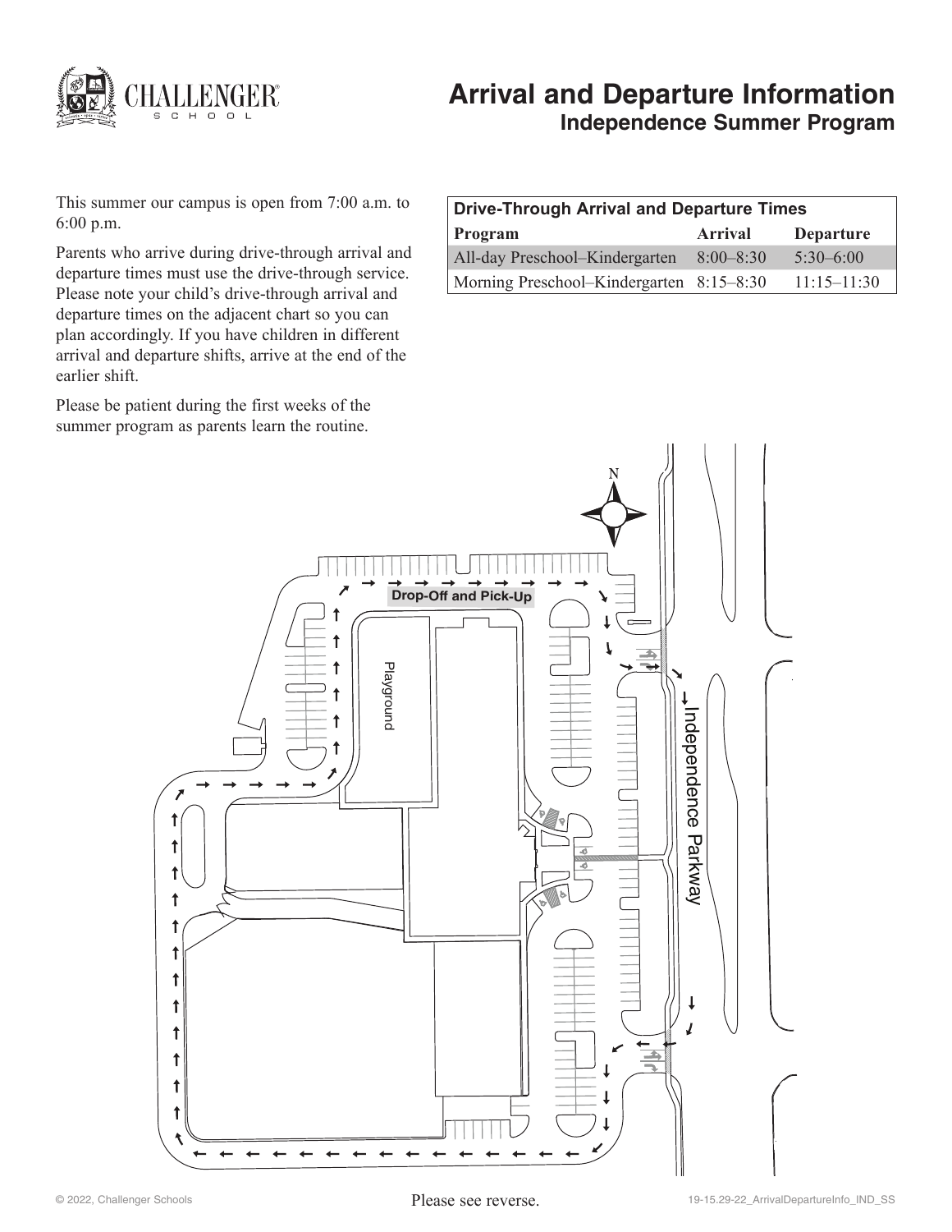# Arrival and Departure Information
## Independence Summer Program

This summer our campus is open from 7:00 a.m. to 6:00 p.m.

Parents who arrive during drive-through arrival and departure times must use the drive-through service. Please note your child's drive-through arrival and departure times on the adjacent chart so you can plan accordingly. If you have children in different arrival and departure shifts, arrive at the end of the earlier shift.

Please be patient during the first weeks of the summer program as parents learn the routine.

| Drive-Through Arrival and Departure Times | | |
|---|---|---|
| **Program** | **Arrival** | **Departure** |
| All-day Preschool–Kindergarten | 8:00–8:30 | 5:30–6:00 |
| Morning Preschool–Kindergarten | 8:15–8:30 | 11:15–11:30 |

N

Drop-Off and Pick-Up

Playground

Independence Parkway

Please see reverse.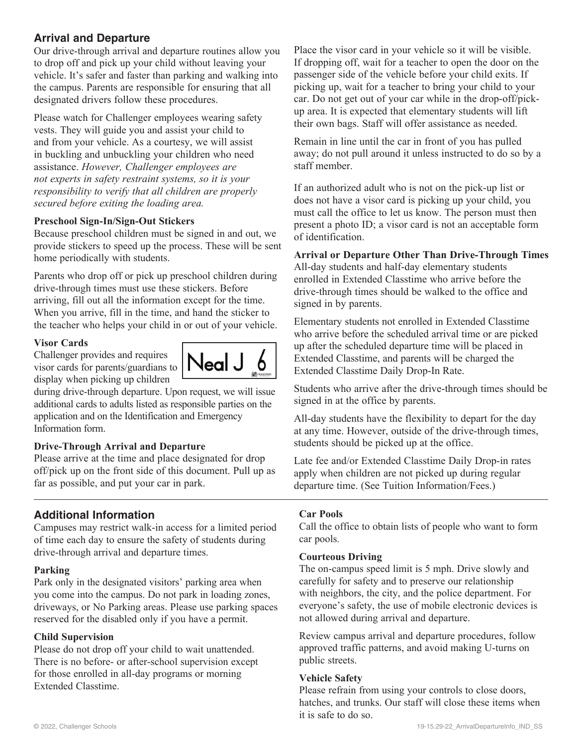## Arrival and Departure

Our drive-through arrival and departure routines allow you to drop off and pick up your child without leaving your vehicle. It's safer and faster than parking and walking into the campus. Parents are responsible for ensuring that all designated drivers follow these procedures.

Please watch for Challenger employees wearing safety vests. They will guide you and assist your child to and from your vehicle. As a courtesy, we will assist in buckling and unbuckling your children who need assistance. *However, Challenger employees are not experts in safety restraint systems, so it is your responsibility to verify that all children are properly secured before exiting the loading area.*

### Preschool Sign-In/Sign-Out Stickers

Because preschool children must be signed in and out, we provide stickers to speed up the process. These will be sent home periodically with students.

Parents who drop off or pick up preschool children during drive-through times must use these stickers. Before arriving, fill out all the information except for the time. When you arrive, fill in the time, and hand the sticker to the teacher who helps your child in or out of your vehicle.

### Visor Cards

Neal J 6

Challenger provides and requires visor cards for parents/guardians to display when picking up children during drive-through departure. Upon request, we will issue additional cards to adults listed as responsible parties on the application and on the Identification and Emergency Information form.

### Drive-Through Arrival and Departure

Please arrive at the time and place designated for drop off/pick up on the front side of this document. Pull up as far as possible, and put your car in park.

Place the visor card in your vehicle so it will be visible. If dropping off, wait for a teacher to open the door on the passenger side of the vehicle before your child exits. If picking up, wait for a teacher to bring your child to your car. Do not get out of your car while in the drop-off/pick-up area. It is expected that elementary students will lift their own bags. Staff will offer assistance as needed.

Remain in line until the car in front of you has pulled away; do not pull around it unless instructed to do so by a staff member.

If an authorized adult who is not on the pick-up list or does not have a visor card is picking up your child, you must call the office to let us know. The person must then present a photo ID; a visor card is not an acceptable form of identification.

### Arrival or Departure Other Than Drive-Through Times

All-day students and half-day elementary students enrolled in Extended Classtime who arrive before the drive-through times should be walked to the office and signed in by parents.

Elementary students not enrolled in Extended Classtime who arrive before the scheduled arrival time or are picked up after the scheduled departure time will be placed in Extended Classtime, and parents will be charged the Extended Classtime Daily Drop-In Rate.

Students who arrive after the drive-through times should be signed in at the office by parents.

All-day students have the flexibility to depart for the day at any time. However, outside of the drive-through times, students should be picked up at the office.

Late fee and/or Extended Classtime Daily Drop-in rates apply when children are not picked up during regular departure time. (See Tuition Information/Fees.)

## Additional Information

Campuses may restrict walk-in access for a limited period of time each day to ensure the safety of students during drive-through arrival and departure times.

### Parking

Park only in the designated visitors' parking area when you come into the campus. Do not park in loading zones, driveways, or No Parking areas. Please use parking spaces reserved for the disabled only if you have a permit.

### Child Supervision

Please do not drop off your child to wait unattended. There is no before- or after-school supervision except for those enrolled in all-day programs or morning Extended Classtime.

### Car Pools

Call the office to obtain lists of people who want to form car pools.

### Courteous Driving

The on-campus speed limit is 5 mph. Drive slowly and carefully for safety and to preserve our relationship with neighbors, the city, and the police department. For everyone's safety, the use of mobile electronic devices is not allowed during arrival and departure.

Review campus arrival and departure procedures, follow approved traffic patterns, and avoid making U-turns on public streets.

### Vehicle Safety

Please refrain from using your controls to close doors, hatches, and trunks. Our staff will close these items when it is safe to do so.

© 2022, Challenger Schools 19-15.29-22_ArrivalDepartureInfo_IND_SS